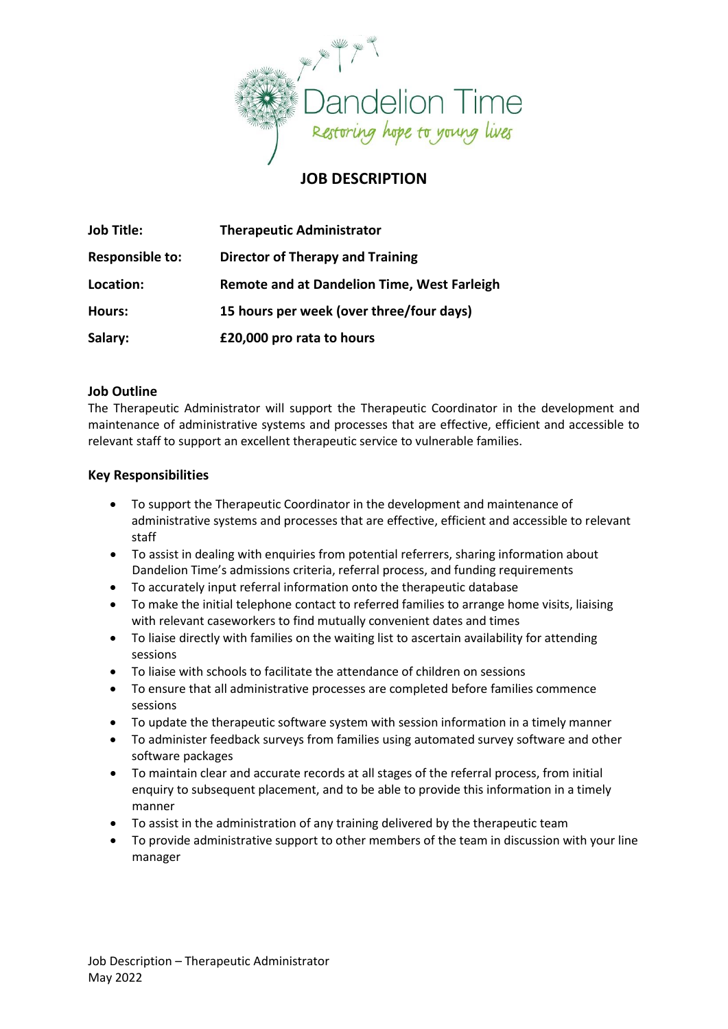Dandelion Time

*Restoring hope to young lives*

# JOB DESCRIPTION

| | |
|---|---|
| **Job Title:** | **Therapeutic Administrator** |
| **Responsible to:** | **Director of Therapy and Training** |
| **Location:** | **Remote and at Dandelion Time, West Farleigh** |
| **Hours:** | **15 hours per week (over three/four days)** |
| **Salary:** | **£20,000 pro rata to hours** |

## Job Outline

The Therapeutic Administrator will support the Therapeutic Coordinator in the development and maintenance of administrative systems and processes that are effective, efficient and accessible to relevant staff to support an excellent therapeutic service to vulnerable families.

## Key Responsibilities

- To support the Therapeutic Coordinator in the development and maintenance of administrative systems and processes that are effective, efficient and accessible to relevant staff
- To assist in dealing with enquiries from potential referrers, sharing information about Dandelion Time's admissions criteria, referral process, and funding requirements
- To accurately input referral information onto the therapeutic database
- To make the initial telephone contact to referred families to arrange home visits, liaising with relevant caseworkers to find mutually convenient dates and times
- To liaise directly with families on the waiting list to ascertain availability for attending sessions
- To liaise with schools to facilitate the attendance of children on sessions
- To ensure that all administrative processes are completed before families commence sessions
- To update the therapeutic software system with session information in a timely manner
- To administer feedback surveys from families using automated survey software and other software packages
- To maintain clear and accurate records at all stages of the referral process, from initial enquiry to subsequent placement, and to be able to provide this information in a timely manner
- To assist in the administration of any training delivered by the therapeutic team
- To provide administrative support to other members of the team in discussion with your line manager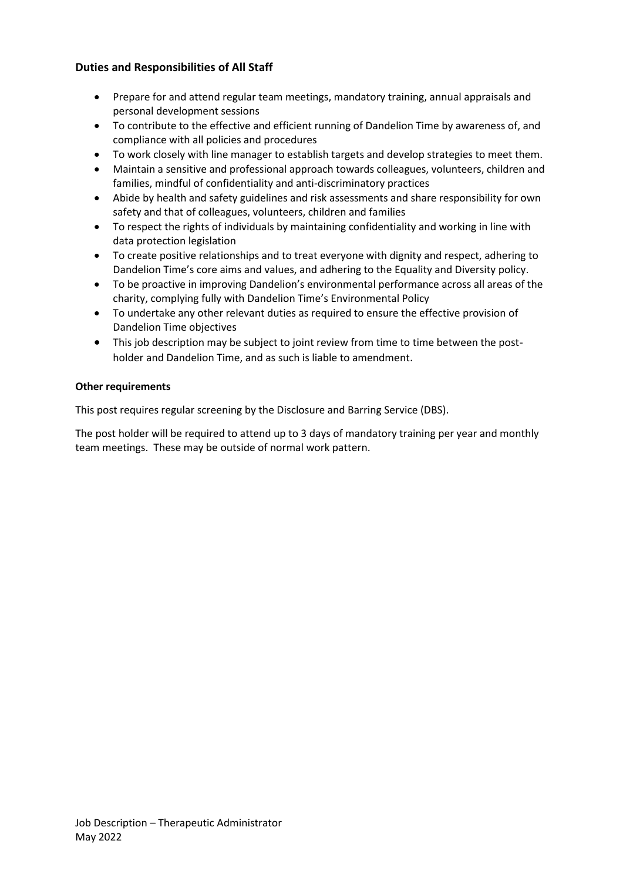## Duties and Responsibilities of All Staff

- Prepare for and attend regular team meetings, mandatory training, annual appraisals and personal development sessions
- To contribute to the effective and efficient running of Dandelion Time by awareness of, and compliance with all policies and procedures
- To work closely with line manager to establish targets and develop strategies to meet them.
- Maintain a sensitive and professional approach towards colleagues, volunteers, children and families, mindful of confidentiality and anti-discriminatory practices
- Abide by health and safety guidelines and risk assessments and share responsibility for own safety and that of colleagues, volunteers, children and families
- To respect the rights of individuals by maintaining confidentiality and working in line with data protection legislation
- To create positive relationships and to treat everyone with dignity and respect, adhering to Dandelion Time's core aims and values, and adhering to the Equality and Diversity policy.
- To be proactive in improving Dandelion's environmental performance across all areas of the charity, complying fully with Dandelion Time's Environmental Policy
- To undertake any other relevant duties as required to ensure the effective provision of Dandelion Time objectives
- This job description may be subject to joint review from time to time between the post-holder and Dandelion Time, and as such is liable to amendment.

**Other requirements**

This post requires regular screening by the Disclosure and Barring Service (DBS).

The post holder will be required to attend up to 3 days of mandatory training per year and monthly team meetings. These may be outside of normal work pattern.